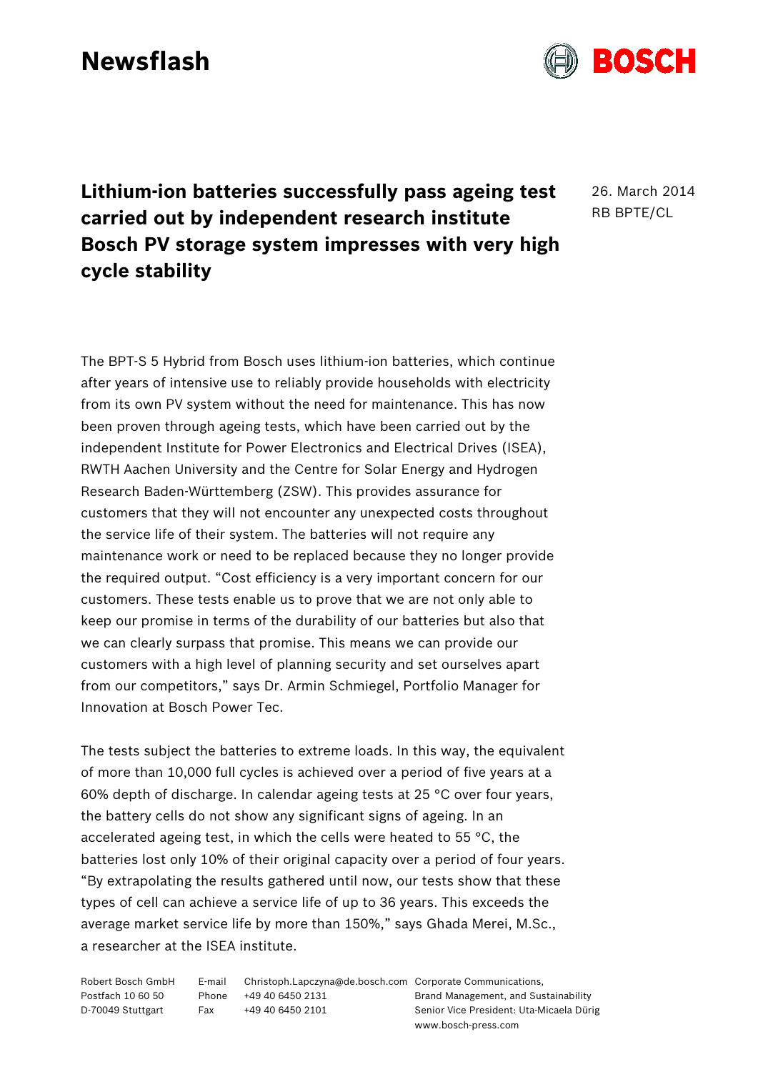# Newsflash

26. March 2014
RB BPTE/CL

## Lithium-ion batteries successfully pass ageing test carried out by independent research institute Bosch PV storage system impresses with very high cycle stability

The BPT-S 5 Hybrid from Bosch uses lithium-ion batteries, which continue after years of intensive use to reliably provide households with electricity from its own PV system without the need for maintenance. This has now been proven through ageing tests, which have been carried out by the independent Institute for Power Electronics and Electrical Drives (ISEA), RWTH Aachen University and the Centre for Solar Energy and Hydrogen Research Baden-Württemberg (ZSW). This provides assurance for customers that they will not encounter any unexpected costs throughout the service life of their system. The batteries will not require any maintenance work or need to be replaced because they no longer provide the required output. “Cost efficiency is a very important concern for our customers. These tests enable us to prove that we are not only able to keep our promise in terms of the durability of our batteries but also that we can clearly surpass that promise. This means we can provide our customers with a high level of planning security and set ourselves apart from our competitors,” says Dr. Armin Schmiegel, Portfolio Manager for Innovation at Bosch Power Tec.

The tests subject the batteries to extreme loads. In this way, the equivalent of more than 10,000 full cycles is achieved over a period of five years at a 60% depth of discharge. In calendar ageing tests at 25 °C over four years, the battery cells do not show any significant signs of ageing. In an accelerated ageing test, in which the cells were heated to 55 °C, the batteries lost only 10% of their original capacity over a period of four years. “By extrapolating the results gathered until now, our tests show that these types of cell can achieve a service life of up to 36 years. This exceeds the average market service life by more than 150%,” says Ghada Merei, M.Sc., a researcher at the ISEA institute.

Robert Bosch GmbH
Postfach 10 60 50
D-70049 Stuttgart

E-mail Christoph.Lapczyna@de.bosch.com
Phone +49 40 6450 2131
Fax +49 40 6450 2101

Corporate Communications,
Brand Management, and Sustainability
Senior Vice President: Uta-Micaela Dürig
www.bosch-press.com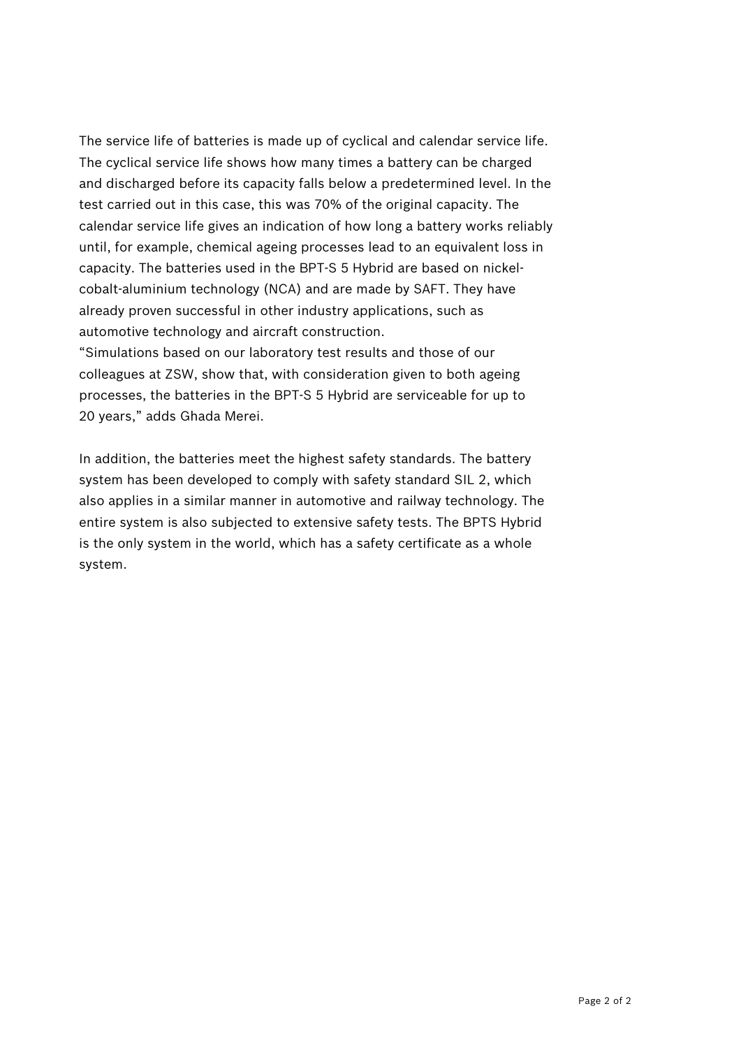The service life of batteries is made up of cyclical and calendar service life. The cyclical service life shows how many times a battery can be charged and discharged before its capacity falls below a predetermined level. In the test carried out in this case, this was 70% of the original capacity. The calendar service life gives an indication of how long a battery works reliably until, for example, chemical ageing processes lead to an equivalent loss in capacity. The batteries used in the BPT-S 5 Hybrid are based on nickel-cobalt-aluminium technology (NCA) and are made by SAFT. They have already proven successful in other industry applications, such as automotive technology and aircraft construction.
“Simulations based on our laboratory test results and those of our colleagues at ZSW, show that, with consideration given to both ageing processes, the batteries in the BPT-S 5 Hybrid are serviceable for up to 20 years,” adds Ghada Merei.

In addition, the batteries meet the highest safety standards. The battery system has been developed to comply with safety standard SIL 2, which also applies in a similar manner in automotive and railway technology. The entire system is also subjected to extensive safety tests. The BPTS Hybrid is the only system in the world, which has a safety certificate as a whole system.